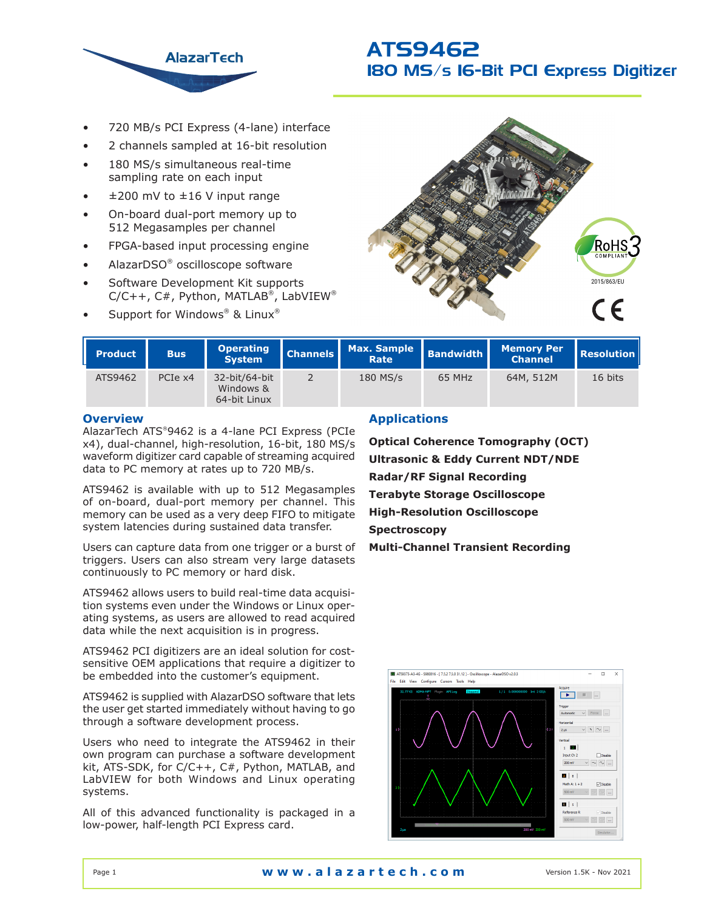# ATS9462

## 180 MS/s 16-Bit PCI Express Digitizer

- 720 MB/s PCI Express (4-lane) interface
- 2 channels sampled at 16-bit resolution
- 180 MS/s simultaneous real-time sampling rate on each input
- ±200 mV to ±16 V input range
- On-board dual-port memory up to 512 Megasamples per channel
- FPGA-based input processing engine
- AlazarDSO® oscilloscope software
- Software Development Kit supports C/C++, C#, Python, MATLAB®, LabVIEW®
- Support for Windows® & Linux®

| Product | Bus | Operating System | Channels | Max. Sample Rate | Bandwidth | Memory Per Channel | Resolution |
|---|---|---|---|---|---|---|---|
| ATS9462 | PCIe x4 | 32-bit/64-bit Windows & 64-bit Linux | 2 | 180 MS/s | 65 MHz | 64M, 512M | 16 bits |

## Overview

AlazarTech ATS®9462 is a 4-lane PCI Express (PCIe x4), dual-channel, high-resolution, 16-bit, 180 MS/s waveform digitizer card capable of streaming acquired data to PC memory at rates up to 720 MB/s.

ATS9462 is available with up to 512 Megasamples of on-board, dual-port memory per channel. This memory can be used as a very deep FIFO to mitigate system latencies during sustained data transfer.

Users can capture data from one trigger or a burst of triggers. Users can also stream very large datasets continuously to PC memory or hard disk.

ATS9462 allows users to build real-time data acquisition systems even under the Windows or Linux operating systems, as users are allowed to read acquired data while the next acquisition is in progress.

ATS9462 PCI digitizers are an ideal solution for cost-sensitive OEM applications that require a digitizer to be embedded into the customer's equipment.

ATS9462 is supplied with AlazarDSO software that lets the user get started immediately without having to go through a software development process.

Users who need to integrate the ATS9462 in their own program can purchase a software development kit, ATS-SDK, for C/C++, C#, Python, MATLAB, and LabVIEW for both Windows and Linux operating systems.

All of this advanced functionality is packaged in a low-power, half-length PCI Express card.

## Applications

**Optical Coherence Tomography (OCT)**

**Ultrasonic & Eddy Current NDT/NDE**

**Radar/RF Signal Recording**

**Terabyte Storage Oscilloscope**

**High-Resolution Oscilloscope**

**Spectroscopy**

**Multi-Channel Transient Recording**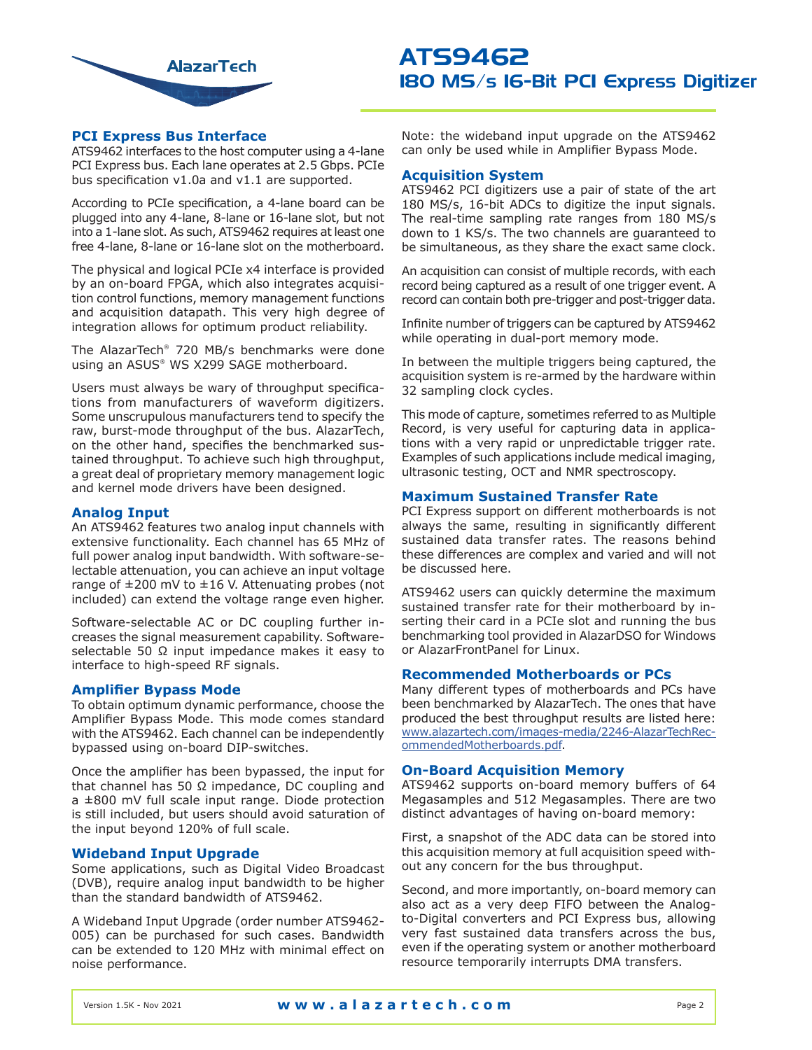## PCI Express Bus Interface

ATS9462 interfaces to the host computer using a 4-lane PCI Express bus. Each lane operates at 2.5 Gbps. PCIe bus specification v1.0a and v1.1 are supported.

According to PCIe specification, a 4-lane board can be plugged into any 4-lane, 8-lane or 16-lane slot, but not into a 1-lane slot. As such, ATS9462 requires at least one free 4-lane, 8-lane or 16-lane slot on the motherboard.

The physical and logical PCIe x4 interface is provided by an on-board FPGA, which also integrates acquisition control functions, memory management functions and acquisition datapath. This very high degree of integration allows for optimum product reliability.

The AlazarTech® 720 MB/s benchmarks were done using an ASUS® WS X299 SAGE motherboard.

Users must always be wary of throughput specifications from manufacturers of waveform digitizers. Some unscrupulous manufacturers tend to specify the raw, burst-mode throughput of the bus. AlazarTech, on the other hand, specifies the benchmarked sustained throughput. To achieve such high throughput, a great deal of proprietary memory management logic and kernel mode drivers have been designed.

## Analog Input

An ATS9462 features two analog input channels with extensive functionality. Each channel has 65 MHz of full power analog input bandwidth. With software-selectable attenuation, you can achieve an input voltage range of ±200 mV to ±16 V. Attenuating probes (not included) can extend the voltage range even higher.

Software-selectable AC or DC coupling further increases the signal measurement capability. Software-selectable 50 Ω input impedance makes it easy to interface to high-speed RF signals.

## Amplifier Bypass Mode

To obtain optimum dynamic performance, choose the Amplifier Bypass Mode. This mode comes standard with the ATS9462. Each channel can be independently bypassed using on-board DIP-switches.

Once the amplifier has been bypassed, the input for that channel has 50 Ω impedance, DC coupling and a ±800 mV full scale input range. Diode protection is still included, but users should avoid saturation of the input beyond 120% of full scale.

## Wideband Input Upgrade

Some applications, such as Digital Video Broadcast (DVB), require analog input bandwidth to be higher than the standard bandwidth of ATS9462.

A Wideband Input Upgrade (order number ATS9462-005) can be purchased for such cases. Bandwidth can be extended to 120 MHz with minimal effect on noise performance.

Note: the wideband input upgrade on the ATS9462 can only be used while in Amplifier Bypass Mode.

## Acquisition System

ATS9462 PCI digitizers use a pair of state of the art 180 MS/s, 16-bit ADCs to digitize the input signals. The real-time sampling rate ranges from 180 MS/s down to 1 KS/s. The two channels are guaranteed to be simultaneous, as they share the exact same clock.

An acquisition can consist of multiple records, with each record being captured as a result of one trigger event. A record can contain both pre-trigger and post-trigger data.

Infinite number of triggers can be captured by ATS9462 while operating in dual-port memory mode.

In between the multiple triggers being captured, the acquisition system is re-armed by the hardware within 32 sampling clock cycles.

This mode of capture, sometimes referred to as Multiple Record, is very useful for capturing data in applications with a very rapid or unpredictable trigger rate. Examples of such applications include medical imaging, ultrasonic testing, OCT and NMR spectroscopy.

## Maximum Sustained Transfer Rate

PCI Express support on different motherboards is not always the same, resulting in significantly different sustained data transfer rates. The reasons behind these differences are complex and varied and will not be discussed here.

ATS9462 users can quickly determine the maximum sustained transfer rate for their motherboard by inserting their card in a PCIe slot and running the bus benchmarking tool provided in AlazarDSO for Windows or AlazarFrontPanel for Linux.

## Recommended Motherboards or PCs

Many different types of motherboards and PCs have been benchmarked by AlazarTech. The ones that have produced the best throughput results are listed here: www.alazartech.com/images-media/2246-AlazarTechRecommendedMotherboards.pdf.

## On-Board Acquisition Memory

ATS9462 supports on-board memory buffers of 64 Megasamples and 512 Megasamples. There are two distinct advantages of having on-board memory:

First, a snapshot of the ADC data can be stored into this acquisition memory at full acquisition speed without any concern for the bus throughput.

Second, and more importantly, on-board memory can also act as a very deep FIFO between the Analog-to-Digital converters and PCI Express bus, allowing very fast sustained data transfers across the bus, even if the operating system or another motherboard resource temporarily interrupts DMA transfers.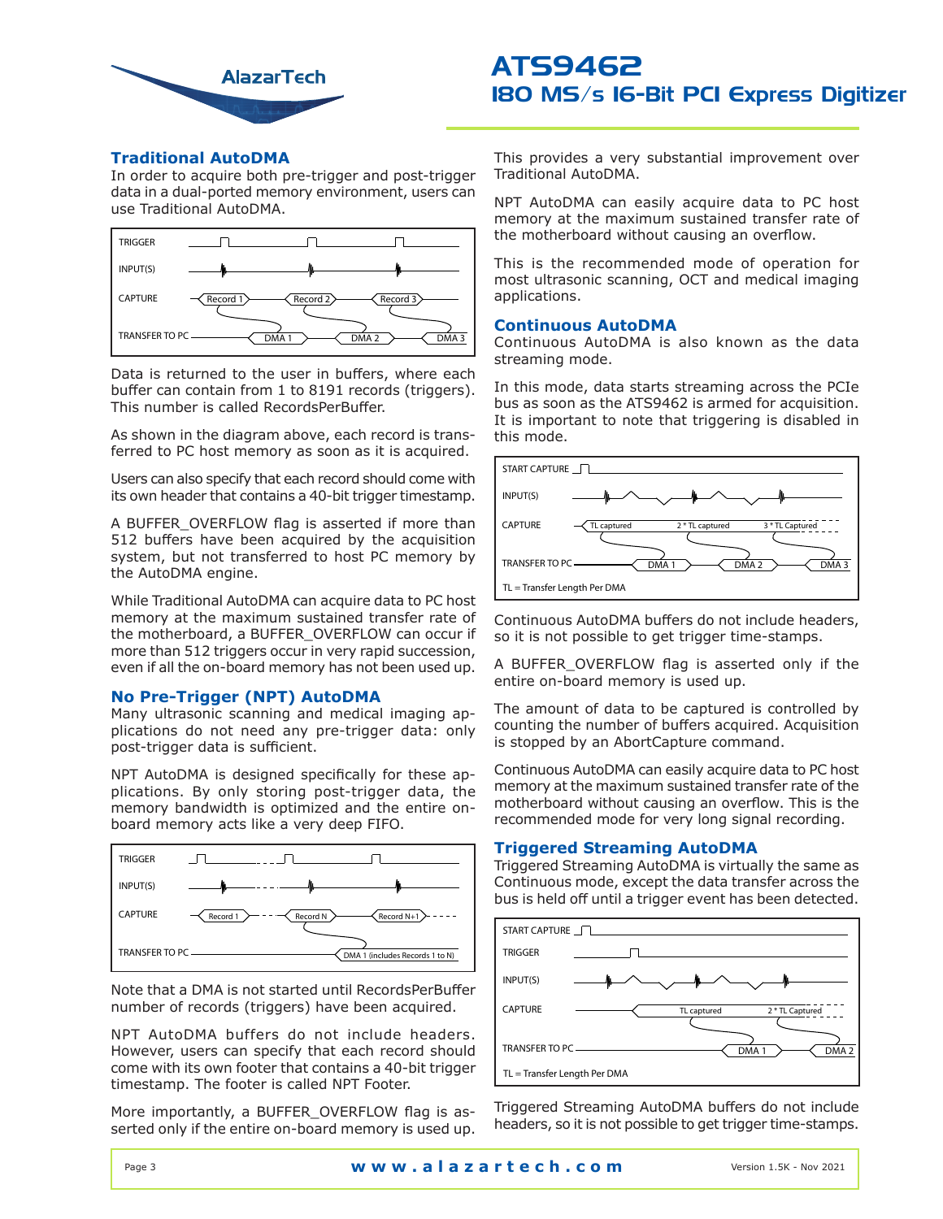## Traditional AutoDMA

In order to acquire both pre-trigger and post-trigger data in a dual-ported memory environment, users can use Traditional AutoDMA.

Data is returned to the user in buffers, where each buffer can contain from 1 to 8191 records (triggers). This number is called RecordsPerBuffer.

As shown in the diagram above, each record is transferred to PC host memory as soon as it is acquired.

Users can also specify that each record should come with its own header that contains a 40-bit trigger timestamp.

A BUFFER_OVERFLOW flag is asserted if more than 512 buffers have been acquired by the acquisition system, but not transferred to host PC memory by the AutoDMA engine.

While Traditional AutoDMA can acquire data to PC host memory at the maximum sustained transfer rate of the motherboard, a BUFFER_OVERFLOW can occur if more than 512 triggers occur in very rapid succession, even if all the on-board memory has not been used up.

## No Pre-Trigger (NPT) AutoDMA

Many ultrasonic scanning and medical imaging applications do not need any pre-trigger data: only post-trigger data is sufficient.

NPT AutoDMA is designed specifically for these applications. By only storing post-trigger data, the memory bandwidth is optimized and the entire on-board memory acts like a very deep FIFO.

Note that a DMA is not started until RecordsPerBuffer number of records (triggers) have been acquired.

NPT AutoDMA buffers do not include headers. However, users can specify that each record should come with its own footer that contains a 40-bit trigger timestamp. The footer is called NPT Footer.

More importantly, a BUFFER_OVERFLOW flag is asserted only if the entire on-board memory is used up.

This provides a very substantial improvement over Traditional AutoDMA.

NPT AutoDMA can easily acquire data to PC host memory at the maximum sustained transfer rate of the motherboard without causing an overflow.

This is the recommended mode of operation for most ultrasonic scanning, OCT and medical imaging applications.

## Continuous AutoDMA

Continuous AutoDMA is also known as the data streaming mode.

In this mode, data starts streaming across the PCIe bus as soon as the ATS9462 is armed for acquisition. It is important to note that triggering is disabled in this mode.

Continuous AutoDMA buffers do not include headers, so it is not possible to get trigger time-stamps.

A BUFFER_OVERFLOW flag is asserted only if the entire on-board memory is used up.

The amount of data to be captured is controlled by counting the number of buffers acquired. Acquisition is stopped by an AbortCapture command.

Continuous AutoDMA can easily acquire data to PC host memory at the maximum sustained transfer rate of the motherboard without causing an overflow. This is the recommended mode for very long signal recording.

## Triggered Streaming AutoDMA

Triggered Streaming AutoDMA is virtually the same as Continuous mode, except the data transfer across the bus is held off until a trigger event has been detected.

Triggered Streaming AutoDMA buffers do not include headers, so it is not possible to get trigger time-stamps.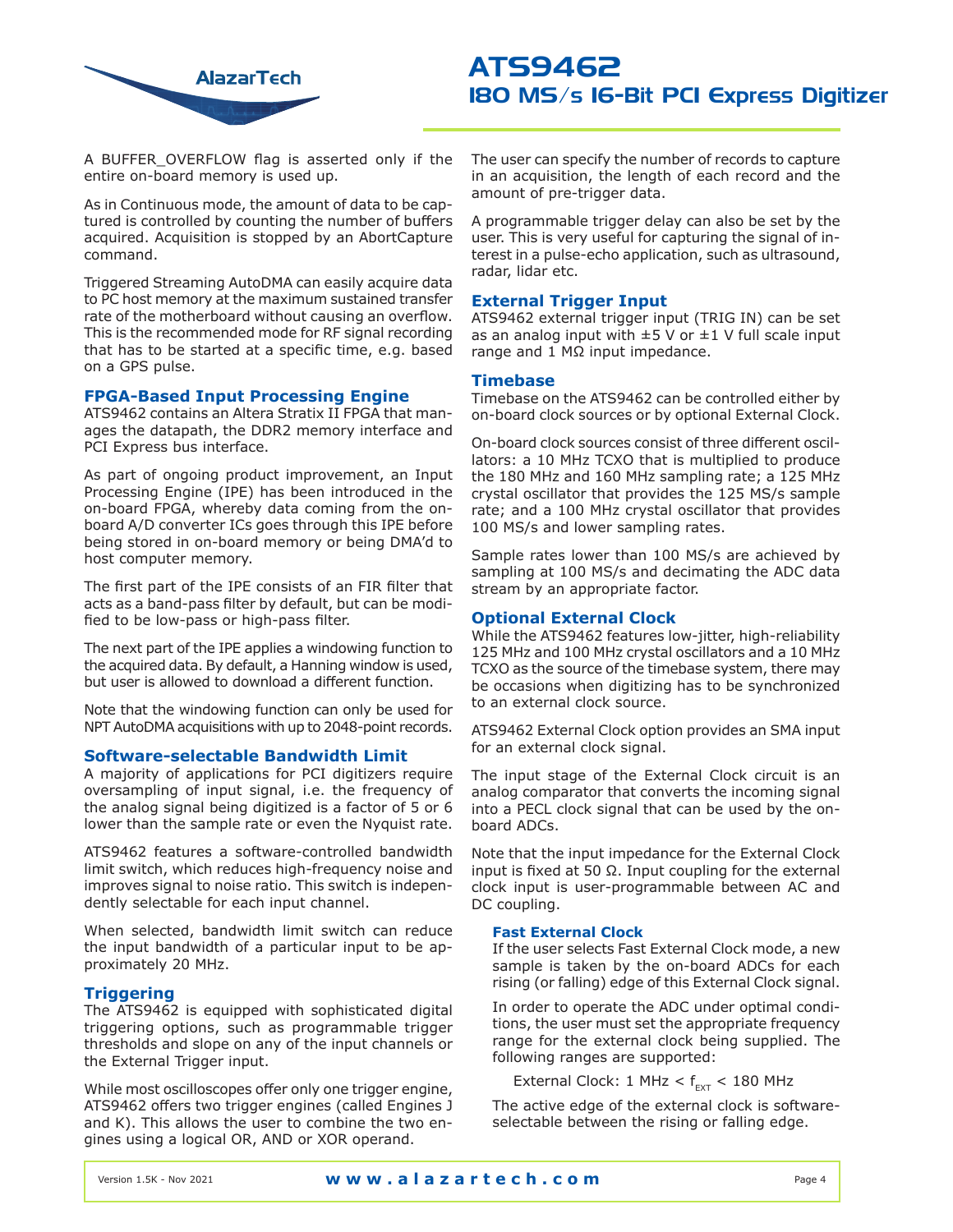A BUFFER_OVERFLOW flag is asserted only if the entire on-board memory is used up.

As in Continuous mode, the amount of data to be captured is controlled by counting the number of buffers acquired. Acquisition is stopped by an AbortCapture command.

Triggered Streaming AutoDMA can easily acquire data to PC host memory at the maximum sustained transfer rate of the motherboard without causing an overflow. This is the recommended mode for RF signal recording that has to be started at a specific time, e.g. based on a GPS pulse.

## FPGA-Based Input Processing Engine

ATS9462 contains an Altera Stratix II FPGA that manages the datapath, the DDR2 memory interface and PCI Express bus interface.

As part of ongoing product improvement, an Input Processing Engine (IPE) has been introduced in the on-board FPGA, whereby data coming from the on-board A/D converter ICs goes through this IPE before being stored in on-board memory or being DMA'd to host computer memory.

The first part of the IPE consists of an FIR filter that acts as a band-pass filter by default, but can be modified to be low-pass or high-pass filter.

The next part of the IPE applies a windowing function to the acquired data. By default, a Hanning window is used, but user is allowed to download a different function.

Note that the windowing function can only be used for NPT AutoDMA acquisitions with up to 2048-point records.

## Software-selectable Bandwidth Limit

A majority of applications for PCI digitizers require oversampling of input signal, i.e. the frequency of the analog signal being digitized is a factor of 5 or 6 lower than the sample rate or even the Nyquist rate.

ATS9462 features a software-controlled bandwidth limit switch, which reduces high-frequency noise and improves signal to noise ratio. This switch is independently selectable for each input channel.

When selected, bandwidth limit switch can reduce the input bandwidth of a particular input to be approximately 20 MHz.

## Triggering

The ATS9462 is equipped with sophisticated digital triggering options, such as programmable trigger thresholds and slope on any of the input channels or the External Trigger input.

While most oscilloscopes offer only one trigger engine, ATS9462 offers two trigger engines (called Engines J and K). This allows the user to combine the two engines using a logical OR, AND or XOR operand.

The user can specify the number of records to capture in an acquisition, the length of each record and the amount of pre-trigger data.

A programmable trigger delay can also be set by the user. This is very useful for capturing the signal of interest in a pulse-echo application, such as ultrasound, radar, lidar etc.

## External Trigger Input

ATS9462 external trigger input (TRIG IN) can be set as an analog input with ±5 V or ±1 V full scale input range and 1 MΩ input impedance.

## Timebase

Timebase on the ATS9462 can be controlled either by on-board clock sources or by optional External Clock.

On-board clock sources consist of three different oscillators: a 10 MHz TCXO that is multiplied to produce the 180 MHz and 160 MHz sampling rate; a 125 MHz crystal oscillator that provides the 125 MS/s sample rate; and a 100 MHz crystal oscillator that provides 100 MS/s and lower sampling rates.

Sample rates lower than 100 MS/s are achieved by sampling at 100 MS/s and decimating the ADC data stream by an appropriate factor.

## Optional External Clock

While the ATS9462 features low-jitter, high-reliability 125 MHz and 100 MHz crystal oscillators and a 10 MHz TCXO as the source of the timebase system, there may be occasions when digitizing has to be synchronized to an external clock source.

ATS9462 External Clock option provides an SMA input for an external clock signal.

The input stage of the External Clock circuit is an analog comparator that converts the incoming signal into a PECL clock signal that can be used by the on-board ADCs.

Note that the input impedance for the External Clock input is fixed at 50 Ω. Input coupling for the external clock input is user-programmable between AC and DC coupling.

### Fast External Clock

If the user selects Fast External Clock mode, a new sample is taken by the on-board ADCs for each rising (or falling) edge of this External Clock signal.

In order to operate the ADC under optimal conditions, the user must set the appropriate frequency range for the external clock being supplied. The following ranges are supported:

External Clock: 1 MHz < $f_{EXT}$ < 180 MHz

The active edge of the external clock is software-selectable between the rising or falling edge.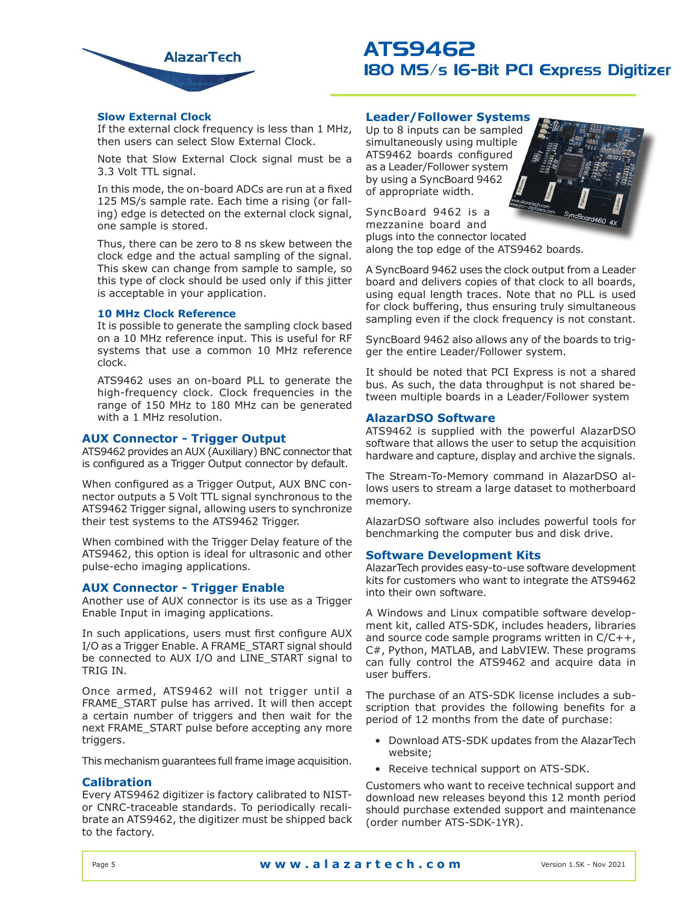### Slow External Clock

If the external clock frequency is less than 1 MHz, then users can select Slow External Clock.

Note that Slow External Clock signal must be a 3.3 Volt TTL signal.

In this mode, the on-board ADCs are run at a fixed 125 MS/s sample rate. Each time a rising (or falling) edge is detected on the external clock signal, one sample is stored.

Thus, there can be zero to 8 ns skew between the clock edge and the actual sampling of the signal. This skew can change from sample to sample, so this type of clock should be used only if this jitter is acceptable in your application.

### 10 MHz Clock Reference

It is possible to generate the sampling clock based on a 10 MHz reference input. This is useful for RF systems that use a common 10 MHz reference clock.

ATS9462 uses an on-board PLL to generate the high-frequency clock. Clock frequencies in the range of 150 MHz to 180 MHz can be generated with a 1 MHz resolution.

## AUX Connector - Trigger Output

ATS9462 provides an AUX (Auxiliary) BNC connector that is configured as a Trigger Output connector by default.

When configured as a Trigger Output, AUX BNC connector outputs a 5 Volt TTL signal synchronous to the ATS9462 Trigger signal, allowing users to synchronize their test systems to the ATS9462 Trigger.

When combined with the Trigger Delay feature of the ATS9462, this option is ideal for ultrasonic and other pulse-echo imaging applications.

## AUX Connector - Trigger Enable

Another use of AUX connector is its use as a Trigger Enable Input in imaging applications.

In such applications, users must first configure AUX I/O as a Trigger Enable. A FRAME_START signal should be connected to AUX I/O and LINE_START signal to TRIG IN.

Once armed, ATS9462 will not trigger until a FRAME_START pulse has arrived. It will then accept a certain number of triggers and then wait for the next FRAME_START pulse before accepting any more triggers.

This mechanism guarantees full frame image acquisition.

## Calibration

Every ATS9462 digitizer is factory calibrated to NIST- or CNRC-traceable standards. To periodically recalibrate an ATS9462, the digitizer must be shipped back to the factory.

## Leader/Follower Systems

Up to 8 inputs can be sampled simultaneously using multiple ATS9462 boards configured as a Leader/Follower system by using a SyncBoard 9462 of appropriate width.

SyncBoard 9462 is a mezzanine board and plugs into the connector located along the top edge of the ATS9462 boards.

A SyncBoard 9462 uses the clock output from a Leader board and delivers copies of that clock to all boards, using equal length traces. Note that no PLL is used for clock buffering, thus ensuring truly simultaneous sampling even if the clock frequency is not constant.

SyncBoard 9462 also allows any of the boards to trigger the entire Leader/Follower system.

It should be noted that PCI Express is not a shared bus. As such, the data throughput is not shared between multiple boards in a Leader/Follower system

## AlazarDSO Software

ATS9462 is supplied with the powerful AlazarDSO software that allows the user to setup the acquisition hardware and capture, display and archive the signals.

The Stream-To-Memory command in AlazarDSO allows users to stream a large dataset to motherboard memory.

AlazarDSO software also includes powerful tools for benchmarking the computer bus and disk drive.

## Software Development Kits

AlazarTech provides easy-to-use software development kits for customers who want to integrate the ATS9462 into their own software.

A Windows and Linux compatible software development kit, called ATS-SDK, includes headers, libraries and source code sample programs written in C/C++, C#, Python, MATLAB, and LabVIEW. These programs can fully control the ATS9462 and acquire data in user buffers.

The purchase of an ATS-SDK license includes a subscription that provides the following benefits for a period of 12 months from the date of purchase:

- Download ATS-SDK updates from the AlazarTech website;
- Receive technical support on ATS-SDK.

Customers who want to receive technical support and download new releases beyond this 12 month period should purchase extended support and maintenance (order number ATS-SDK-1YR).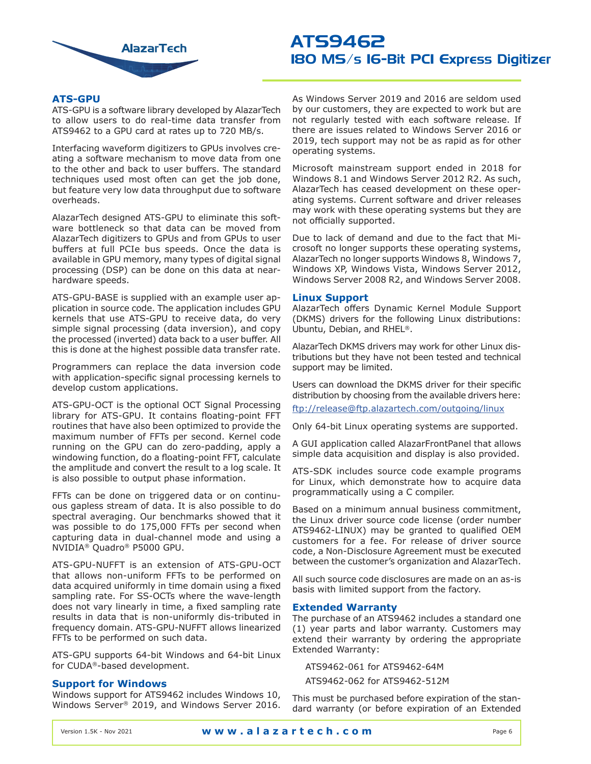## ATS-GPU

ATS-GPU is a software library developed by AlazarTech to allow users to do real-time data transfer from ATS9462 to a GPU card at rates up to 720 MB/s.

Interfacing waveform digitizers to GPUs involves creating a software mechanism to move data from one to the other and back to user buffers. The standard techniques used most often can get the job done, but feature very low data throughput due to software overheads.

AlazarTech designed ATS-GPU to eliminate this software bottleneck so that data can be moved from AlazarTech digitizers to GPUs and from GPUs to user buffers at full PCIe bus speeds. Once the data is available in GPU memory, many types of digital signal processing (DSP) can be done on this data at near-hardware speeds.

ATS-GPU-BASE is supplied with an example user application in source code. The application includes GPU kernels that use ATS-GPU to receive data, do very simple signal processing (data inversion), and copy the processed (inverted) data back to a user buffer. All this is done at the highest possible data transfer rate.

Programmers can replace the data inversion code with application-specific signal processing kernels to develop custom applications.

ATS-GPU-OCT is the optional OCT Signal Processing library for ATS-GPU. It contains floating-point FFT routines that have also been optimized to provide the maximum number of FFTs per second. Kernel code running on the GPU can do zero-padding, apply a windowing function, do a floating-point FFT, calculate the amplitude and convert the result to a log scale. It is also possible to output phase information.

FFTs can be done on triggered data or on continuous gapless stream of data. It is also possible to do spectral averaging. Our benchmarks showed that it was possible to do 175,000 FFTs per second when capturing data in dual-channel mode and using a NVIDIA® Quadro® P5000 GPU.

ATS-GPU-NUFFT is an extension of ATS-GPU-OCT that allows non-uniform FFTs to be performed on data acquired uniformly in time domain using a fixed sampling rate. For SS-OCTs where the wave-length does not vary linearly in time, a fixed sampling rate results in data that is non-uniformly dis-tributed in frequency domain. ATS-GPU-NUFFT allows linearized FFTs to be performed on such data.

ATS-GPU supports 64-bit Windows and 64-bit Linux for CUDA®-based development.

## Support for Windows

Windows support for ATS9462 includes Windows 10, Windows Server® 2019, and Windows Server 2016. As Windows Server 2019 and 2016 are seldom used by our customers, they are expected to work but are not regularly tested with each software release. If there are issues related to Windows Server 2016 or 2019, tech support may not be as rapid as for other operating systems.

Microsoft mainstream support ended in 2018 for Windows 8.1 and Windows Server 2012 R2. As such, AlazarTech has ceased development on these operating systems. Current software and driver releases may work with these operating systems but they are not officially supported.

Due to lack of demand and due to the fact that Microsoft no longer supports these operating systems, AlazarTech no longer supports Windows 8, Windows 7, Windows XP, Windows Vista, Windows Server 2012, Windows Server 2008 R2, and Windows Server 2008.

## Linux Support

AlazarTech offers Dynamic Kernel Module Support (DKMS) drivers for the following Linux distributions: Ubuntu, Debian, and RHEL®.

AlazarTech DKMS drivers may work for other Linux distributions but they have not been tested and technical support may be limited.

Users can download the DKMS driver for their specific distribution by choosing from the available drivers here:

ftp://release@ftp.alazartech.com/outgoing/linux

Only 64-bit Linux operating systems are supported.

A GUI application called AlazarFrontPanel that allows simple data acquisition and display is also provided.

ATS-SDK includes source code example programs for Linux, which demonstrate how to acquire data programmatically using a C compiler.

Based on a minimum annual business commitment, the Linux driver source code license (order number ATS9462-LINUX) may be granted to qualified OEM customers for a fee. For release of driver source code, a Non-Disclosure Agreement must be executed between the customer's organization and AlazarTech.

All such source code disclosures are made on an as-is basis with limited support from the factory.

## Extended Warranty

The purchase of an ATS9462 includes a standard one (1) year parts and labor warranty. Customers may extend their warranty by ordering the appropriate Extended Warranty:

ATS9462-061 for ATS9462-64M

ATS9462-062 for ATS9462-512M

This must be purchased before expiration of the standard warranty (or before expiration of an Extended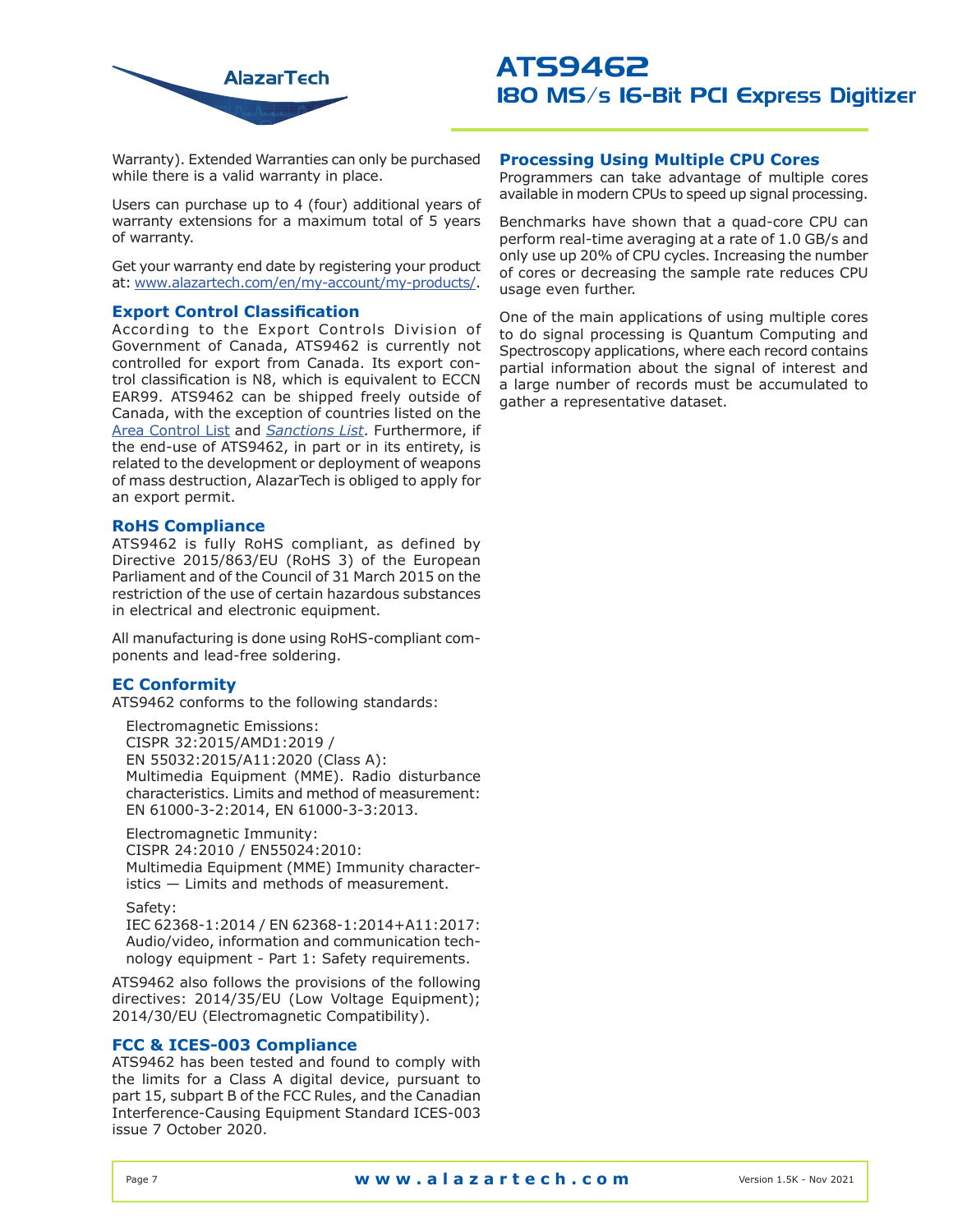Warranty). Extended Warranties can only be purchased while there is a valid warranty in place.

Users can purchase up to 4 (four) additional years of warranty extensions for a maximum total of 5 years of warranty.

Get your warranty end date by registering your product at: [www.alazartech.com/en/my-account/my-products/](www.alazartech.com/en/my-account/my-products/).

### Export Control Classification

According to the Export Controls Division of Government of Canada, ATS9462 is currently not controlled for export from Canada. Its export control classification is N8, which is equivalent to ECCN EAR99. ATS9462 can be shipped freely outside of Canada, with the exception of countries listed on the Area Control List and *Sanctions List*. Furthermore, if the end-use of ATS9462, in part or in its entirety, is related to the development or deployment of weapons of mass destruction, AlazarTech is obliged to apply for an export permit.

### RoHS Compliance

ATS9462 is fully RoHS compliant, as defined by Directive 2015/863/EU (RoHS 3) of the European Parliament and of the Council of 31 March 2015 on the restriction of the use of certain hazardous substances in electrical and electronic equipment.

All manufacturing is done using RoHS-compliant components and lead-free soldering.

### EC Conformity

ATS9462 conforms to the following standards:

Electromagnetic Emissions:
CISPR 32:2015/AMD1:2019 /
EN 55032:2015/A11:2020 (Class A):
Multimedia Equipment (MME). Radio disturbance characteristics. Limits and method of measurement: EN 61000-3-2:2014, EN 61000-3-3:2013.

Electromagnetic Immunity:
CISPR 24:2010 / EN55024:2010:
Multimedia Equipment (MME) Immunity characteristics — Limits and methods of measurement.

Safety:
IEC 62368-1:2014 / EN 62368-1:2014+A11:2017:
Audio/video, information and communication technology equipment - Part 1: Safety requirements.

ATS9462 also follows the provisions of the following directives: 2014/35/EU (Low Voltage Equipment); 2014/30/EU (Electromagnetic Compatibility).

### FCC & ICES-003 Compliance

ATS9462 has been tested and found to comply with the limits for a Class A digital device, pursuant to part 15, subpart B of the FCC Rules, and the Canadian Interference-Causing Equipment Standard ICES-003 issue 7 October 2020.

### Processing Using Multiple CPU Cores

Programmers can take advantage of multiple cores available in modern CPUs to speed up signal processing.

Benchmarks have shown that a quad-core CPU can perform real-time averaging at a rate of 1.0 GB/s and only use up 20% of CPU cycles. Increasing the number of cores or decreasing the sample rate reduces CPU usage even further.

One of the main applications of using multiple cores to do signal processing is Quantum Computing and Spectroscopy applications, where each record contains partial information about the signal of interest and a large number of records must be accumulated to gather a representative dataset.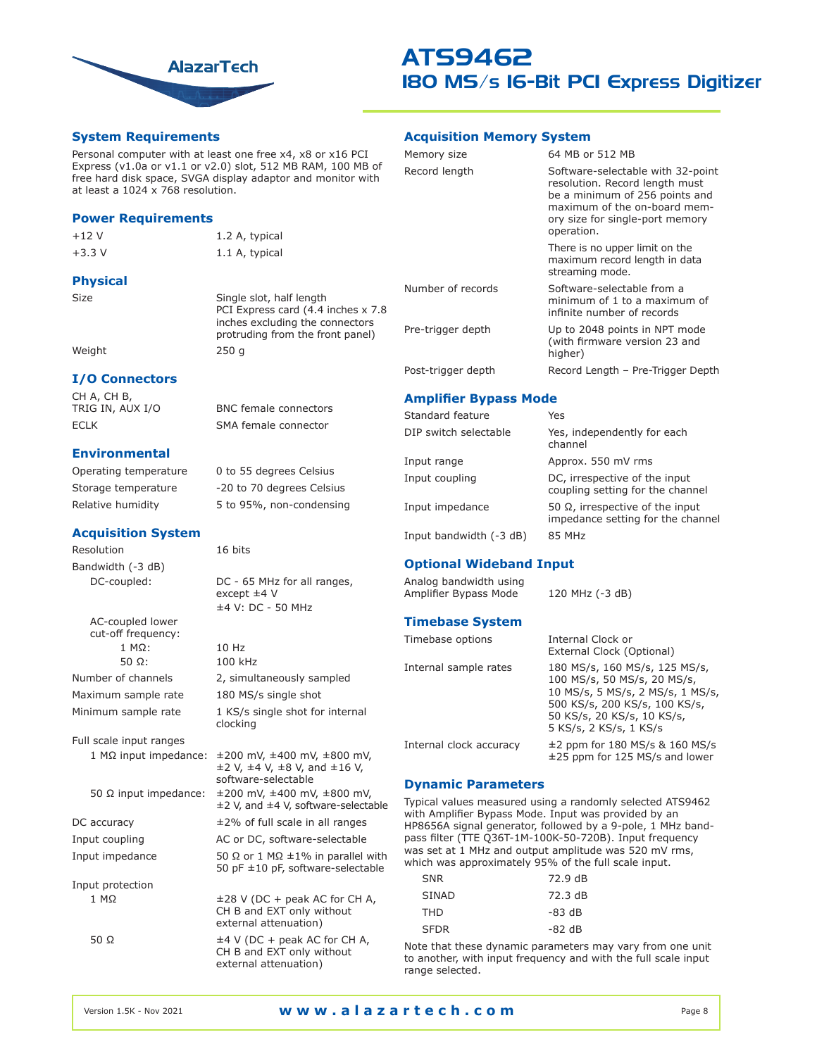# ATS9462
## 180 MS/s 16-Bit PCI Express Digitizer

### System Requirements

Personal computer with at least one free x4, x8 or x16 PCI Express (v1.0a or v1.1 or v2.0) slot, 512 MB RAM, 100 MB of free hard disk space, SVGA display adaptor and monitor with at least a 1024 x 768 resolution.

### Power Requirements

| | |
|---|---|
| +12 V | 1.2 A, typical |
| +3.3 V | 1.1 A, typical |

### Physical

| | |
|---|---|
| Size | Single slot, half length PCI Express card (4.4 inches x 7.8 inches excluding the connectors protruding from the front panel) |
| Weight | 250 g |

### I/O Connectors

| | |
|---|---|
| CH A, CH B, TRIG IN, AUX I/O | BNC female connectors |
| ECLK | SMA female connector |

### Environmental

| | |
|---|---|
| Operating temperature | 0 to 55 degrees Celsius |
| Storage temperature | -20 to 70 degrees Celsius |
| Relative humidity | 5 to 95%, non-condensing |

### Acquisition System

| | |
|---|---|
| Resolution | 16 bits |
| Bandwidth (-3 dB) | |
| DC-coupled: | DC - 65 MHz for all ranges, except ±4 V<br>±4 V: DC - 50 MHz |
| AC-coupled lower cut-off frequency: | |
| 1 MΩ: | 10 Hz |
| 50 Ω: | 100 kHz |
| Number of channels | 2, simultaneously sampled |
| Maximum sample rate | 180 MS/s single shot |
| Minimum sample rate | 1 KS/s single shot for internal clocking |
| Full scale input ranges | |
| 1 MΩ input impedance: | ±200 mV, ±400 mV, ±800 mV, ±2 V, ±4 V, ±8 V, and ±16 V, software-selectable |
| 50 Ω input impedance: | ±200 mV, ±400 mV, ±800 mV, ±2 V, and ±4 V, software-selectable |
| DC accuracy | ±2% of full scale in all ranges |
| Input coupling | AC or DC, software-selectable |
| Input impedance | 50 Ω or 1 MΩ ±1% in parallel with 50 pF ±10 pF, software-selectable |
| Input protection | |
| 1 MΩ | ±28 V (DC + peak AC for CH A, CH B and EXT only without external attenuation) |
| 50 Ω | ±4 V (DC + peak AC for CH A, CH B and EXT only without external attenuation) |

### Acquisition Memory System

| | |
|---|---|
| Memory size | 64 MB or 512 MB |
| Record length | Software-selectable with 32-point resolution. Record length must be a minimum of 256 points and maximum of the on-board memory size for single-port memory operation.<br>There is no upper limit on the maximum record length in data streaming mode. |
| Number of records | Software-selectable from a minimum of 1 to a maximum of infinite number of records |
| Pre-trigger depth | Up to 2048 points in NPT mode (with firmware version 23 and higher) |
| Post-trigger depth | Record Length – Pre-Trigger Depth |

### Amplifier Bypass Mode

| | |
|---|---|
| Standard feature | Yes |
| DIP switch selectable | Yes, independently for each channel |
| Input range | Approx. 550 mV rms |
| Input coupling | DC, irrespective of the input coupling setting for the channel |
| Input impedance | 50 Ω, irrespective of the input impedance setting for the channel |
| Input bandwidth (-3 dB) | 85 MHz |

### Optional Wideband Input

| | |
|---|---|
| Analog bandwidth using Amplifier Bypass Mode | 120 MHz (-3 dB) |

### Timebase System

| | |
|---|---|
| Timebase options | Internal Clock or External Clock (Optional) |
| Internal sample rates | 180 MS/s, 160 MS/s, 125 MS/s, 100 MS/s, 50 MS/s, 20 MS/s, 10 MS/s, 5 MS/s, 2 MS/s, 1 MS/s, 500 KS/s, 200 KS/s, 100 KS/s, 50 KS/s, 20 KS/s, 10 KS/s, 5 KS/s, 2 KS/s, 1 KS/s |
| Internal clock accuracy | ±2 ppm for 180 MS/s & 160 MS/s<br>±25 ppm for 125 MS/s and lower |

### Dynamic Parameters

Typical values measured using a randomly selected ATS9462 with Amplifier Bypass Mode. Input was provided by an HP8656A signal generator, followed by a 9-pole, 1 MHz bandpass filter (TTE Q36T-1M-100K-50-720B). Input frequency was set at 1 MHz and output amplitude was 520 mV rms, which was approximately 95% of the full scale input.

| | |
|---|---|
| SNR | 72.9 dB |
| SINAD | 72.3 dB |
| THD | -83 dB |
| SFDR | -82 dB |

Note that these dynamic parameters may vary from one unit to another, with input frequency and with the full scale input range selected.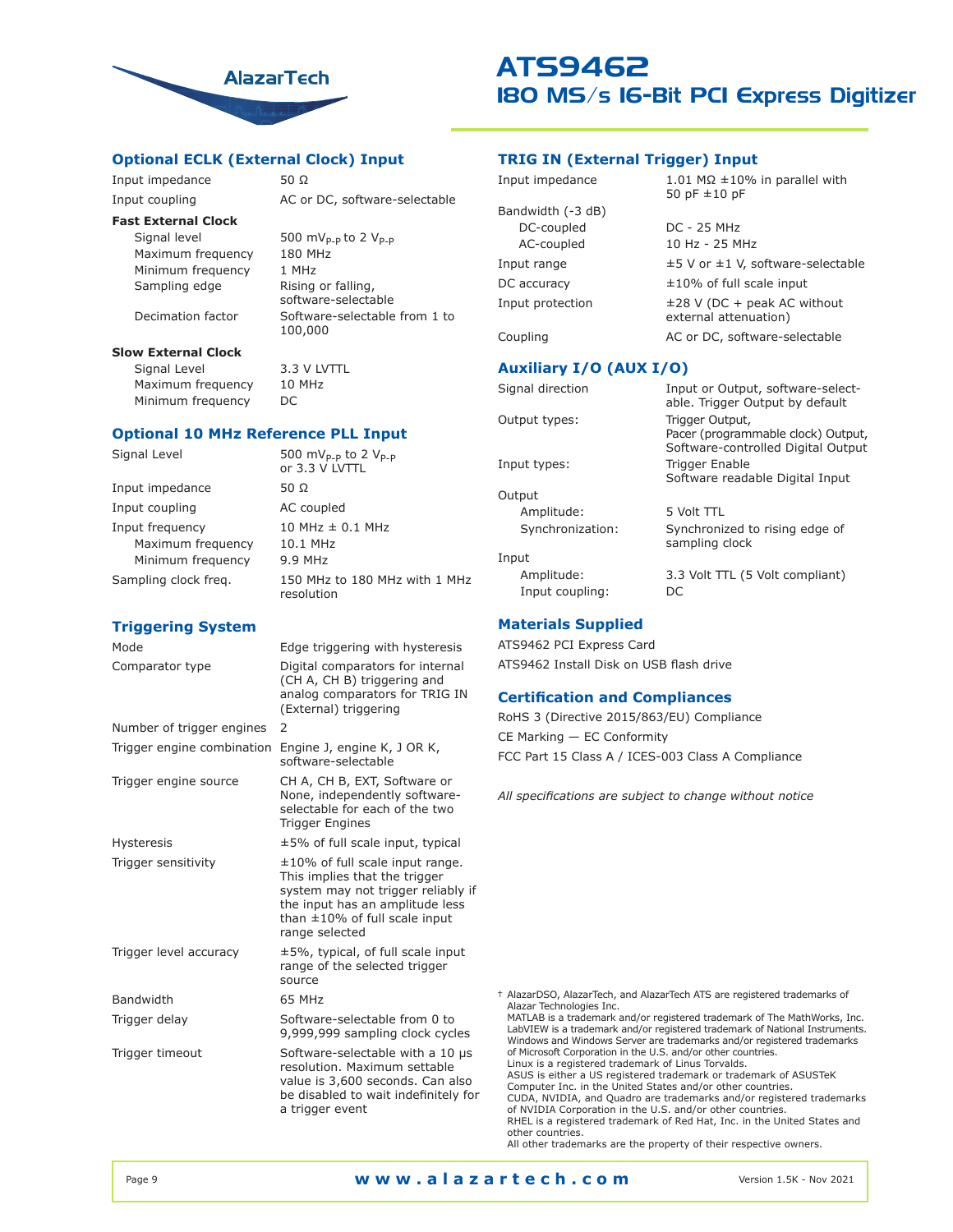## Optional ECLK (External Clock) Input

| | |
|---|---|
| Input impedance | 50 Ω |
| Input coupling | AC or DC, software-selectable |
| **Fast External Clock** | |
| Signal level | 500 $mV_{P-P}$ to 2 $V_{P-P}$ |
| Maximum frequency | 180 MHz |
| Minimum frequency | 1 MHz |
| Sampling edge | Rising or falling, software-selectable |
| Decimation factor | Software-selectable from 1 to 100,000 |
| **Slow External Clock** | |
| Signal Level | 3.3 V LVTTL |
| Maximum frequency | 10 MHz |
| Minimum frequency | DC |

## Optional 10 MHz Reference PLL Input

| | |
|---|---|
| Signal Level | 500 $mV_{P-P}$ to 2 $V_{P-P}$ or 3.3 V LVTTL |
| Input impedance | 50 Ω |
| Input coupling | AC coupled |
| Input frequency | 10 MHz ± 0.1 MHz |
| Maximum frequency | 10.1 MHz |
| Minimum frequency | 9.9 MHz |
| Sampling clock freq. | 150 MHz to 180 MHz with 1 MHz resolution |

## Triggering System

| | |
|---|---|
| Mode | Edge triggering with hysteresis |
| Comparator type | Digital comparators for internal (CH A, CH B) triggering and analog comparators for TRIG IN (External) triggering |
| Number of trigger engines | 2 |
| Trigger engine combination | Engine J, engine K, J OR K, software-selectable |
| Trigger engine source | CH A, CH B, EXT, Software or None, independently software-selectable for each of the two Trigger Engines |
| Hysteresis | ±5% of full scale input, typical |
| Trigger sensitivity | ±10% of full scale input range. This implies that the trigger system may not trigger reliably if the input has an amplitude less than ±10% of full scale input range selected |
| Trigger level accuracy | ±5%, typical, of full scale input range of the selected trigger source |
| Bandwidth | 65 MHz |
| Trigger delay | Software-selectable from 0 to 9,999,999 sampling clock cycles |
| Trigger timeout | Software-selectable with a 10 µs resolution. Maximum settable value is 3,600 seconds. Can also be disabled to wait indefinitely for a trigger event |

## TRIG IN (External Trigger) Input

| | |
|---|---|
| Input impedance | 1.01 MΩ ±10% in parallel with 50 pF ±10 pF |
| Bandwidth (-3 dB) | |
| DC-coupled | DC - 25 MHz |
| AC-coupled | 10 Hz - 25 MHz |
| Input range | ±5 V or ±1 V, software-selectable |
| DC accuracy | ±10% of full scale input |
| Input protection | ±28 V (DC + peak AC without external attenuation) |
| Coupling | AC or DC, software-selectable |

## Auxiliary I/O (AUX I/O)

| | |
|---|---|
| Signal direction | Input or Output, software-selectable. Trigger Output by default |
| Output types: | Trigger Output, Pacer (programmable clock) Output, Software-controlled Digital Output |
| Input types: | Trigger Enable Software readable Digital Input |
| Output | |
| Amplitude: | 5 Volt TTL |
| Synchronization: | Synchronized to rising edge of sampling clock |
| Input | |
| Amplitude: | 3.3 Volt TTL (5 Volt compliant) |
| Input coupling: | DC |

## Materials Supplied

ATS9462 PCI Express Card

ATS9462 Install Disk on USB flash drive

## Certification and Compliances

RoHS 3 (Directive 2015/863/EU) Compliance

CE Marking — EC Conformity

FCC Part 15 Class A / ICES-003 Class A Compliance

*All specifications are subject to change without notice*

† AlazarDSO, AlazarTech, and AlazarTech ATS are registered trademarks of Alazar Technologies Inc.
MATLAB is a trademark and/or registered trademark of The MathWorks, Inc.
LabVIEW is a trademark and/or registered trademark of National Instruments.
Windows and Windows Server are trademarks and/or registered trademarks of Microsoft Corporation in the U.S. and/or other countries.
Linux is a registered trademark of Linus Torvalds.
ASUS is either a US registered trademark or trademark of ASUSTeK Computer Inc. in the United States and/or other countries.
CUDA, NVIDIA, and Quadro are trademarks and/or registered trademarks of NVIDIA Corporation in the U.S. and/or other countries.
RHEL is a registered trademark of Red Hat, Inc. in the United States and other countries.
All other trademarks are the property of their respective owners.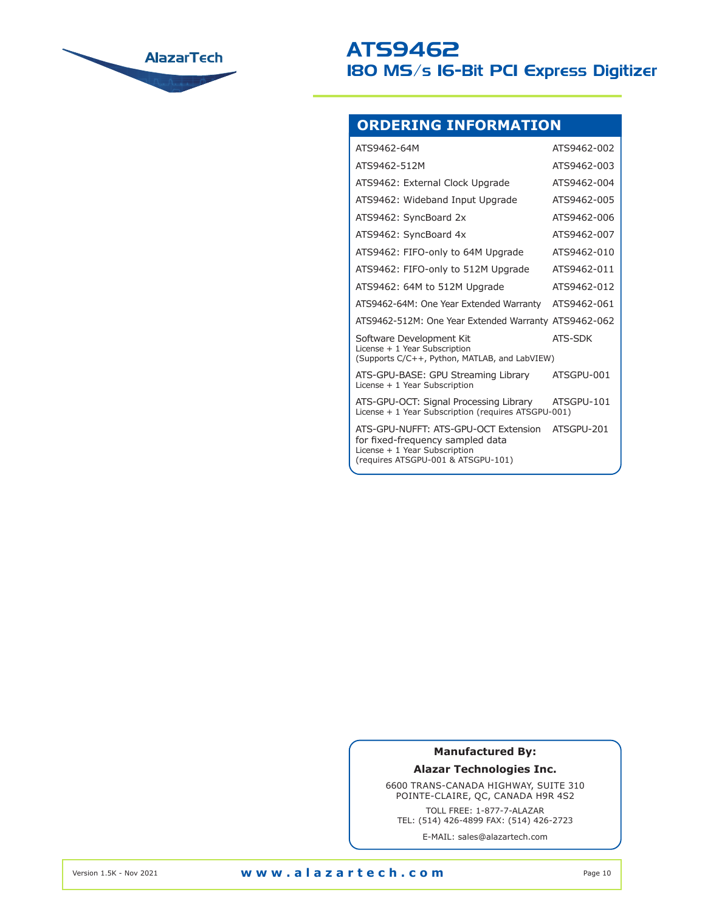## ORDERING INFORMATION

| Product | Part Number |
|---|---|
| ATS9462-64M | ATS9462-002 |
| ATS9462-512M | ATS9462-003 |
| ATS9462: External Clock Upgrade | ATS9462-004 |
| ATS9462: Wideband Input Upgrade | ATS9462-005 |
| ATS9462: SyncBoard 2x | ATS9462-006 |
| ATS9462: SyncBoard 4x | ATS9462-007 |
| ATS9462: FIFO-only to 64M Upgrade | ATS9462-010 |
| ATS9462: FIFO-only to 512M Upgrade | ATS9462-011 |
| ATS9462: 64M to 512M Upgrade | ATS9462-012 |
| ATS9462-64M: One Year Extended Warranty | ATS9462-061 |
| ATS9462-512M: One Year Extended Warranty | ATS9462-062 |
| Software Development Kit<br>License + 1 Year Subscription<br>(Supports C/C++, Python, MATLAB, and LabVIEW) | ATS-SDK |
| ATS-GPU-BASE: GPU Streaming Library<br>License + 1 Year Subscription | ATSGPU-001 |
| ATS-GPU-OCT: Signal Processing Library<br>License + 1 Year Subscription (requires ATSGPU-001) | ATSGPU-101 |
| ATS-GPU-NUFFT: ATS-GPU-OCT Extension for fixed-frequency sampled data<br>License + 1 Year Subscription<br>(requires ATSGPU-001 & ATSGPU-101) | ATSGPU-201 |

**Manufactured By:**

**Alazar Technologies Inc.**

6600 TRANS-CANADA HIGHWAY, SUITE 310
POINTE-CLAIRE, QC, CANADA H9R 4S2

TOLL FREE: 1-877-7-ALAZAR
TEL: (514) 426-4899 FAX: (514) 426-2723

E-MAIL: sales@alazartech.com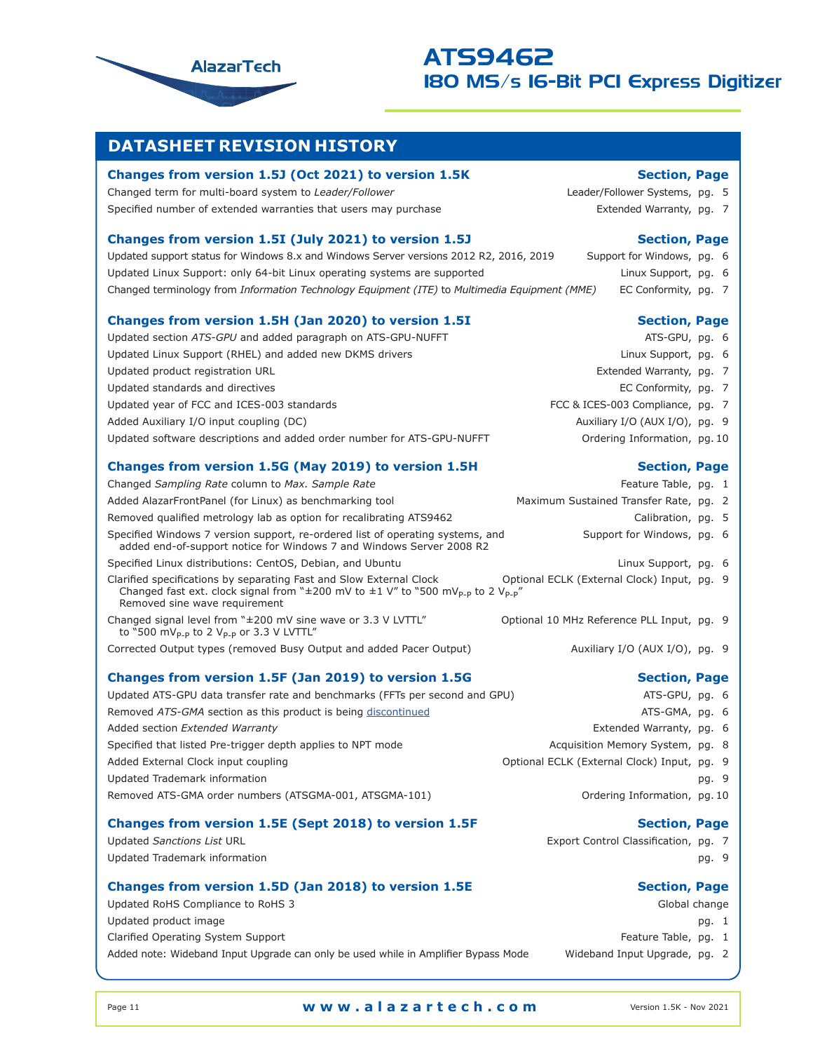## DATASHEET REVISION HISTORY

### Changes from version 1.5J (Oct 2021) to version 1.5K

| Change | Section, Page |
|---|---|
| Changed term for multi-board system to *Leader/Follower* | Leader/Follower Systems, pg. 5 |
| Specified number of extended warranties that users may purchase | Extended Warranty, pg. 7 |

### Changes from version 1.5I (July 2021) to version 1.5J

| Change | Section, Page |
|---|---|
| Updated support status for Windows 8.x and Windows Server versions 2012 R2, 2016, 2019 | Support for Windows, pg. 6 |
| Updated Linux Support: only 64-bit Linux operating systems are supported | Linux Support, pg. 6 |
| Changed terminology from *Information Technology Equipment (ITE)* to *Multimedia Equipment (MME)* | EC Conformity, pg. 7 |

### Changes from version 1.5H (Jan 2020) to version 1.5I

| Change | Section, Page |
|---|---|
| Updated section *ATS-GPU* and added paragraph on ATS-GPU-NUFFT | ATS-GPU, pg. 6 |
| Updated Linux Support (RHEL) and added new DKMS drivers | Linux Support, pg. 6 |
| Updated product registration URL | Extended Warranty, pg. 7 |
| Updated standards and directives | EC Conformity, pg. 7 |
| Updated year of FCC and ICES-003 standards | FCC & ICES-003 Compliance, pg. 7 |
| Added Auxiliary I/O input coupling (DC) | Auxiliary I/O (AUX I/O), pg. 9 |
| Updated software descriptions and added order number for ATS-GPU-NUFFT | Ordering Information, pg. 10 |

### Changes from version 1.5G (May 2019) to version 1.5H

| Change | Section, Page |
|---|---|
| Changed *Sampling Rate* column to *Max. Sample Rate* | Feature Table, pg. 1 |
| Added AlazarFrontPanel (for Linux) as benchmarking tool | Maximum Sustained Transfer Rate, pg. 2 |
| Removed qualified metrology lab as option for recalibrating ATS9462 | Calibration, pg. 5 |
| Specified Windows 7 version support, re-ordered list of operating systems, and added end-of-support notice for Windows 7 and Windows Server 2008 R2 | Support for Windows, pg. 6 |
| Specified Linux distributions: CentOS, Debian, and Ubuntu | Linux Support, pg. 6 |
| Clarified specifications by separating Fast and Slow External Clock<br>Changed fast ext. clock signal from "±200 mV to ±1 V" to "500 $mV_{P-P}$ to 2 $V_{P-P}$"<br>Removed sine wave requirement | Optional ECLK (External Clock) Input, pg. 9 |
| Changed signal level from "±200 mV sine wave or 3.3 V LVTTL" to "500 $mV_{P-P}$ to 2 $V_{P-P}$ or 3.3 V LVTTL" | Optional 10 MHz Reference PLL Input, pg. 9 |
| Corrected Output types (removed Busy Output and added Pacer Output) | Auxiliary I/O (AUX I/O), pg. 9 |

### Changes from version 1.5F (Jan 2019) to version 1.5G

| Change | Section, Page |
|---|---|
| Updated ATS-GPU data transfer rate and benchmarks (FFTs per second and GPU) | ATS-GPU, pg. 6 |
| Removed *ATS-GMA* section as this product is being discontinued | ATS-GMA, pg. 6 |
| Added section *Extended Warranty* | Extended Warranty, pg. 6 |
| Specified that listed Pre-trigger depth applies to NPT mode | Acquisition Memory System, pg. 8 |
| Added External Clock input coupling | Optional ECLK (External Clock) Input, pg. 9 |
| Updated Trademark information | pg. 9 |
| Removed ATS-GMA order numbers (ATSGMA-001, ATSGMA-101) | Ordering Information, pg. 10 |

### Changes from version 1.5E (Sept 2018) to version 1.5F

| Change | Section, Page |
|---|---|
| Updated *Sanctions List* URL | Export Control Classification, pg. 7 |
| Updated Trademark information | pg. 9 |

### Changes from version 1.5D (Jan 2018) to version 1.5E

| Change | Section, Page |
|---|---|
| Updated RoHS Compliance to RoHS 3 | Global change |
| Updated product image | pg. 1 |
| Clarified Operating System Support | Feature Table, pg. 1 |
| Added note: Wideband Input Upgrade can only be used while in Amplifier Bypass Mode | Wideband Input Upgrade, pg. 2 |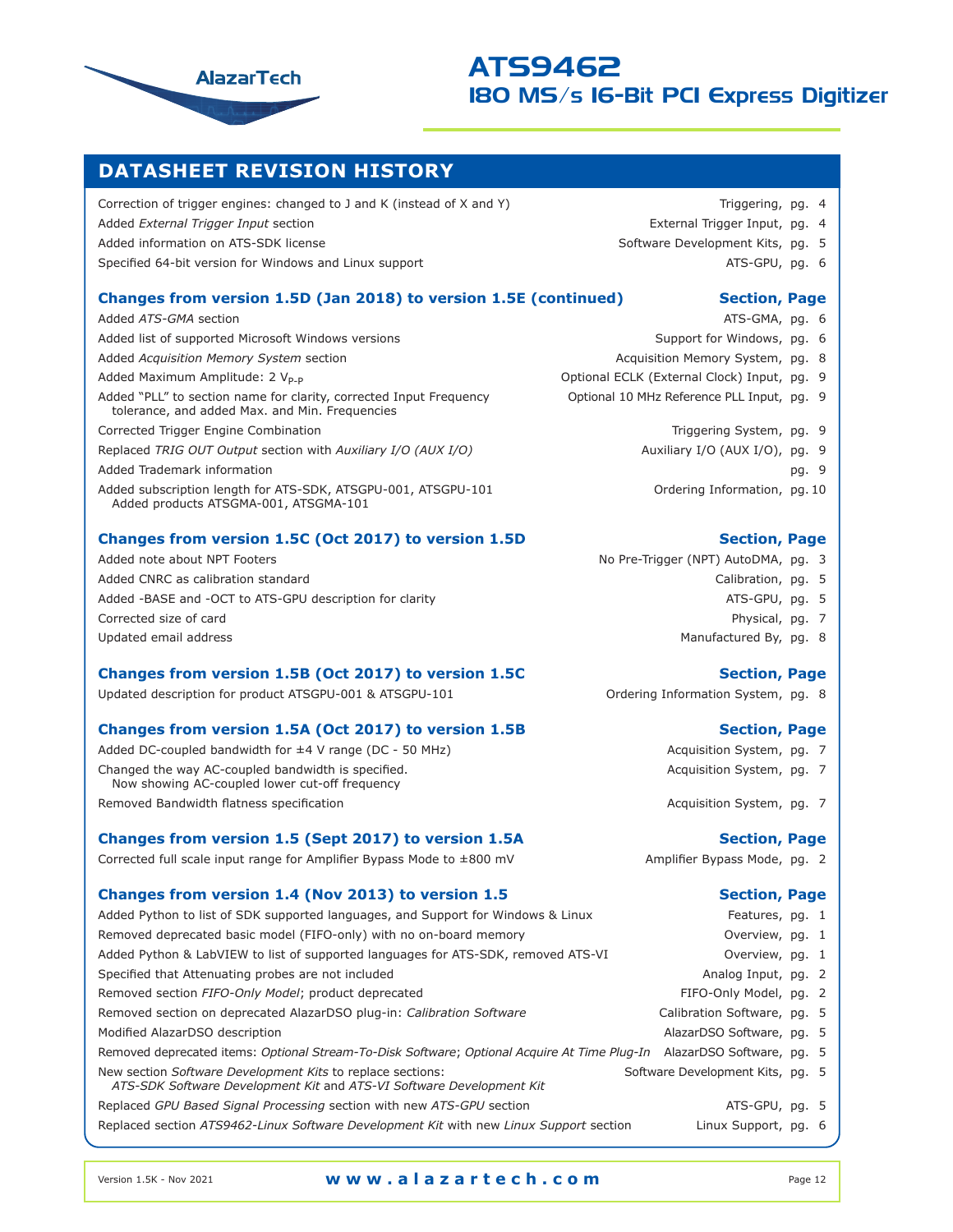## DATASHEET REVISION HISTORY

| Change | Section, Page |
|---|---|
| Correction of trigger engines: changed to J and K (instead of X and Y) | Triggering, pg. 4 |
| Added *External Trigger Input* section | External Trigger Input, pg. 4 |
| Added information on ATS-SDK license | Software Development Kits, pg. 5 |
| Specified 64-bit version for Windows and Linux support | ATS-GPU, pg. 6 |

### Changes from version 1.5D (Jan 2018) to version 1.5E (continued)

| Change | Section, Page |
|---|---|
| Added *ATS-GMA* section | ATS-GMA, pg. 6 |
| Added list of supported Microsoft Windows versions | Support for Windows, pg. 6 |
| Added *Acquisition Memory System* section | Acquisition Memory System, pg. 8 |
| Added Maximum Amplitude: 2 $V_{P-P}$ | Optional ECLK (External Clock) Input, pg. 9 |
| Added "PLL" to section name for clarity, corrected Input Frequency tolerance, and added Max. and Min. Frequencies | Optional 10 MHz Reference PLL Input, pg. 9 |
| Corrected Trigger Engine Combination | Triggering System, pg. 9 |
| Replaced *TRIG OUT Output* section with *Auxiliary I/O (AUX I/O)* | Auxiliary I/O (AUX I/O), pg. 9 |
| Added Trademark information | pg. 9 |
| Added subscription length for ATS-SDK, ATSGPU-001, ATSGPU-101 Added products ATSGMA-001, ATSGMA-101 | Ordering Information, pg. 10 |

### Changes from version 1.5C (Oct 2017) to version 1.5D

| Change | Section, Page |
|---|---|
| Added note about NPT Footers | No Pre-Trigger (NPT) AutoDMA, pg. 3 |
| Added CNRC as calibration standard | Calibration, pg. 5 |
| Added -BASE and -OCT to ATS-GPU description for clarity | ATS-GPU, pg. 5 |
| Corrected size of card | Physical, pg. 7 |
| Updated email address | Manufactured By, pg. 8 |

### Changes from version 1.5B (Oct 2017) to version 1.5C

| Change | Section, Page |
|---|---|
| Updated description for product ATSGPU-001 & ATSGPU-101 | Ordering Information System, pg. 8 |

### Changes from version 1.5A (Oct 2017) to version 1.5B

| Change | Section, Page |
|---|---|
| Added DC-coupled bandwidth for ±4 V range (DC - 50 MHz) | Acquisition System, pg. 7 |
| Changed the way AC-coupled bandwidth is specified. Now showing AC-coupled lower cut-off frequency | Acquisition System, pg. 7 |
| Removed Bandwidth flatness specification | Acquisition System, pg. 7 |

### Changes from version 1.5 (Sept 2017) to version 1.5A

| Change | Section, Page |
|---|---|
| Corrected full scale input range for Amplifier Bypass Mode to ±800 mV | Amplifier Bypass Mode, pg. 2 |

### Changes from version 1.4 (Nov 2013) to version 1.5

| Change | Section, Page |
|---|---|
| Added Python to list of SDK supported languages, and Support for Windows & Linux | Features, pg. 1 |
| Removed deprecated basic model (FIFO-only) with no on-board memory | Overview, pg. 1 |
| Added Python & LabVIEW to list of supported languages for ATS-SDK, removed ATS-VI | Overview, pg. 1 |
| Specified that Attenuating probes are not included | Analog Input, pg. 2 |
| Removed section *FIFO-Only Model*; product deprecated | FIFO-Only Model, pg. 2 |
| Removed section on deprecated AlazarDSO plug-in: *Calibration Software* | Calibration Software, pg. 5 |
| Modified AlazarDSO description | AlazarDSO Software, pg. 5 |
| Removed deprecated items: *Optional Stream-To-Disk Software*; *Optional Acquire At Time Plug-In* | AlazarDSO Software, pg. 5 |
| New section *Software Development Kits* to replace sections: *ATS-SDK Software Development Kit* and *ATS-VI Software Development Kit* | Software Development Kits, pg. 5 |
| Replaced *GPU Based Signal Processing* section with new *ATS-GPU* section | ATS-GPU, pg. 5 |
| Replaced section *ATS9462-Linux Software Development Kit* with new *Linux Support* section | Linux Support, pg. 6 |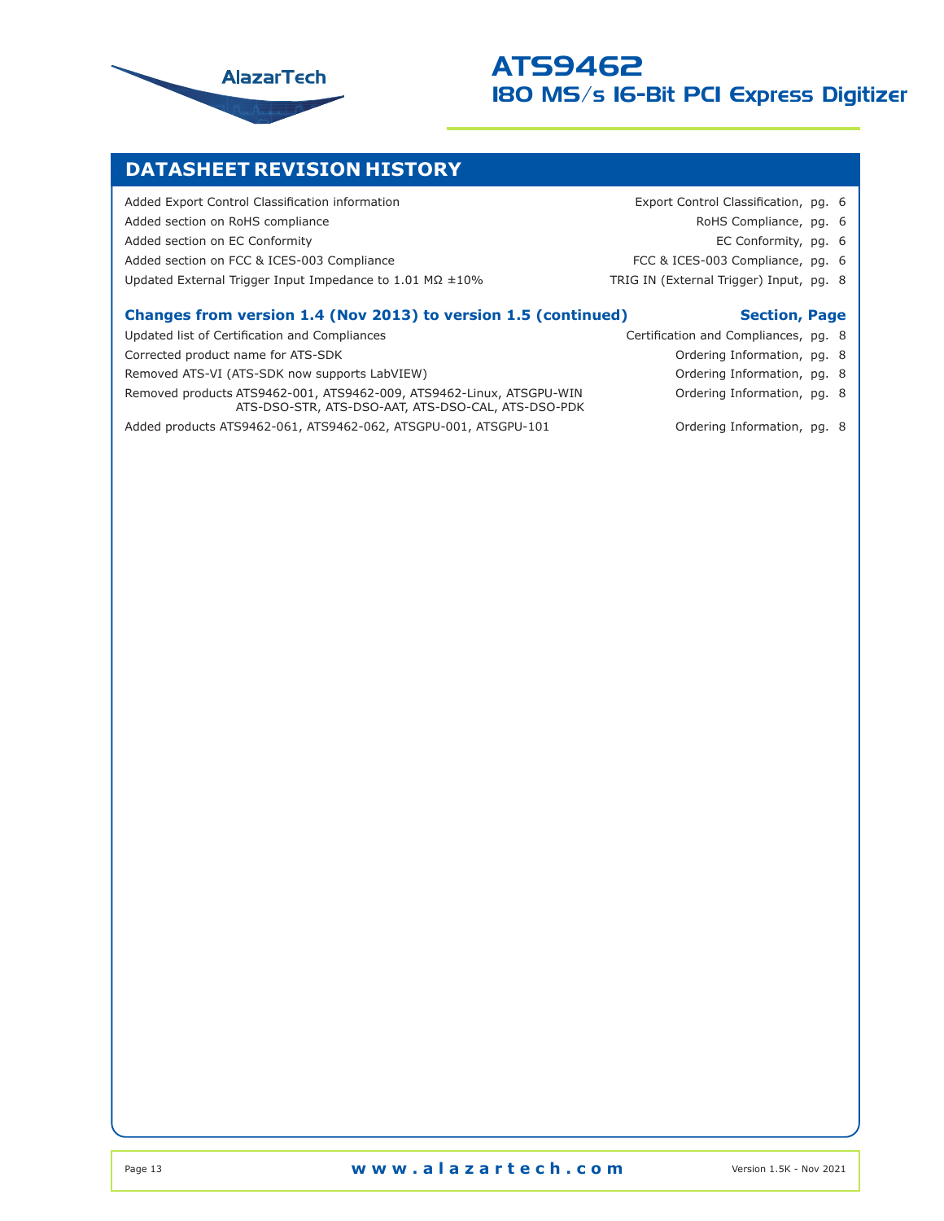## DATASHEET REVISION HISTORY

| | |
|---|---|
| Added Export Control Classification information | Export Control Classification, pg. 6 |
| Added section on RoHS compliance | RoHS Compliance, pg. 6 |
| Added section on EC Conformity | EC Conformity, pg. 6 |
| Added section on FCC & ICES-003 Compliance | FCC & ICES-003 Compliance, pg. 6 |
| Updated External Trigger Input Impedance to 1.01 MΩ ±10% | TRIG IN (External Trigger) Input, pg. 8 |

| Changes from version 1.4 (Nov 2013) to version 1.5 (continued) | Section, Page |
|---|---|
| Updated list of Certification and Compliances | Certification and Compliances, pg. 8 |
| Corrected product name for ATS-SDK | Ordering Information, pg. 8 |
| Removed ATS-VI (ATS-SDK now supports LabVIEW) | Ordering Information, pg. 8 |
| Removed products ATS9462-001, ATS9462-009, ATS9462-Linux, ATSGPU-WIN ATS-DSO-STR, ATS-DSO-AAT, ATS-DSO-CAL, ATS-DSO-PDK | Ordering Information, pg. 8 |
| Added products ATS9462-061, ATS9462-062, ATSGPU-001, ATSGPU-101 | Ordering Information, pg. 8 |